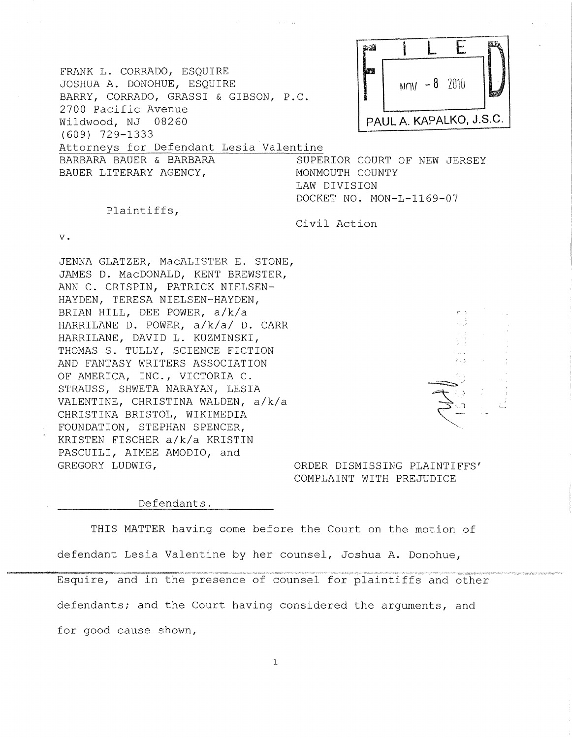FRANK L. CORRADO, ESQUIRE
JOSHUA A. DONOHUE, ESQUIRE
BARRY, CORRADO, GRASSI & GIBSON, P.C.
2700 Pacific Avenue
Wildwood, NJ 08260
(609) 729-1333
Attorneys for Defendant Lesia Valentine

FILED
NOV - 8 2010
PAUL A. KAPALKO, J.S.C.

BARBARA BAUER & BARBARA BAUER LITERARY AGENCY,

Plaintiffs,

v.

JENNA GLATZER, MacALISTER E. STONE, JAMES D. MacDONALD, KENT BREWSTER, ANN C. CRISPIN, PATRICK NIELSEN-HAYDEN, TERESA NIELSEN-HAYDEN, BRIAN HILL, DEE POWER, a/k/a HARRILANE D. POWER, a/k/a/ D. CARR HARRILANE, DAVID L. KUZMINSKI, THOMAS S. TULLY, SCIENCE FICTION AND FANTASY WRITERS ASSOCIATION OF AMERICA, INC., VICTORIA C. STRAUSS, SHWETA NARAYAN, LESIA VALENTINE, CHRISTINA WALDEN, a/k/a CHRISTINA BRISTOL, WIKIMEDIA FOUNDATION, STEPHAN SPENCER, KRISTEN FISCHER a/k/a KRISTIN PASCUILI, AIMEE AMODIO, and GREGORY LUDWIG,

Defendants.

SUPERIOR COURT OF NEW JERSEY
MONMOUTH COUNTY
LAW DIVISION
DOCKET NO. MON-L-1169-07

Civil Action

ORDER DISMISSING PLAINTIFFS' COMPLAINT WITH PREJUDICE

THIS MATTER having come before the Court on the motion of defendant Lesia Valentine by her counsel, Joshua A. Donohue, Esquire, and in the presence of counsel for plaintiffs and other defendants; and the Court having considered the arguments, and for good cause shown,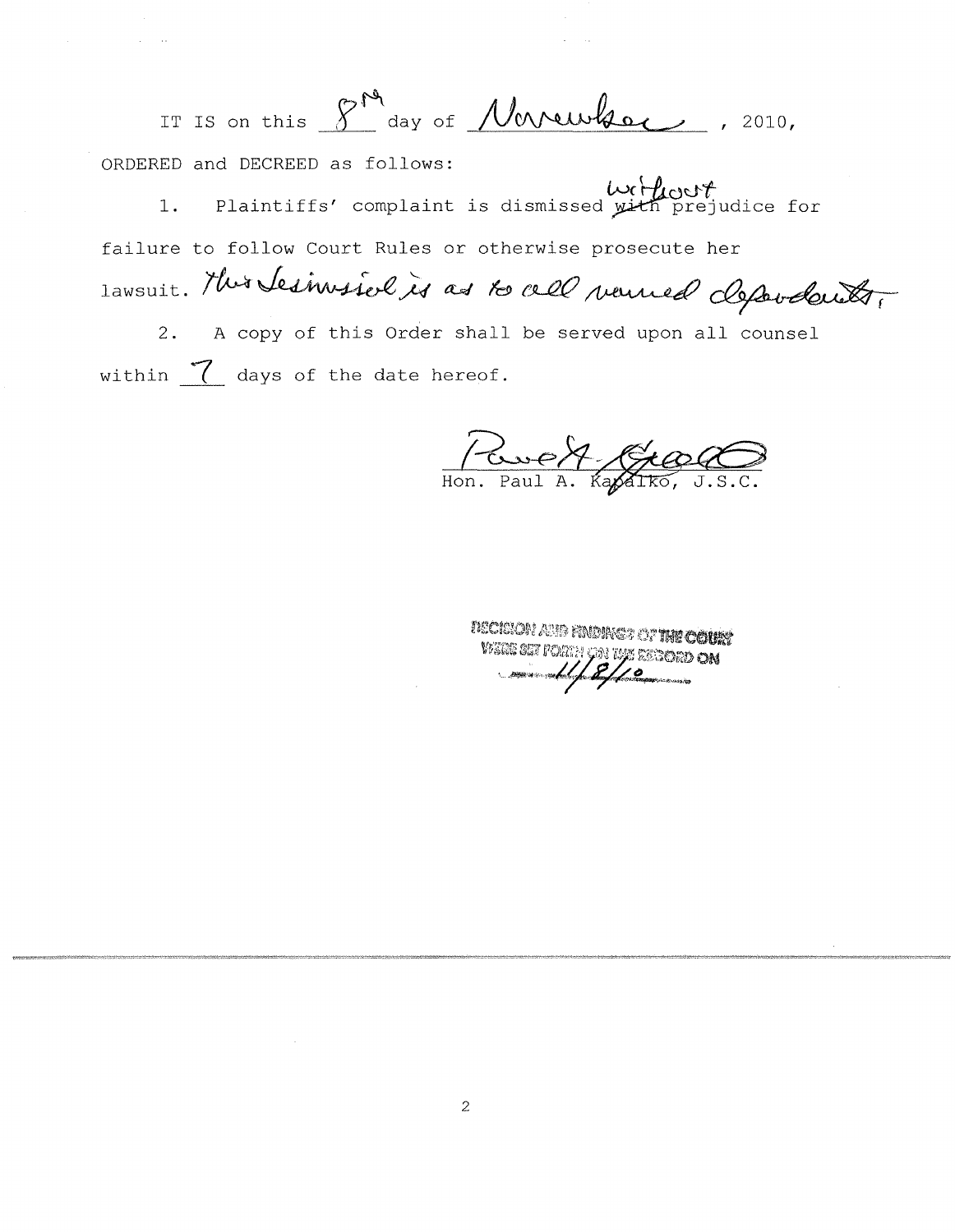IT IS on this 8th day of November, 2010,

ORDERED and DECREED as follows:

1. Plaintiffs' complaint is dismissed ~~with~~ without prejudice for failure to follow Court Rules or otherwise prosecute her lawsuit. This dismissal is as to all named defendants.

2. A copy of this Order shall be served upon all counsel within 7 days of the date hereof.

Hon. Paul A. Kapalko, J.S.C.

DECISION AND FINDINGS OF THE COURT WERE SET FORTH ON THE RECORD ON 11/8/10